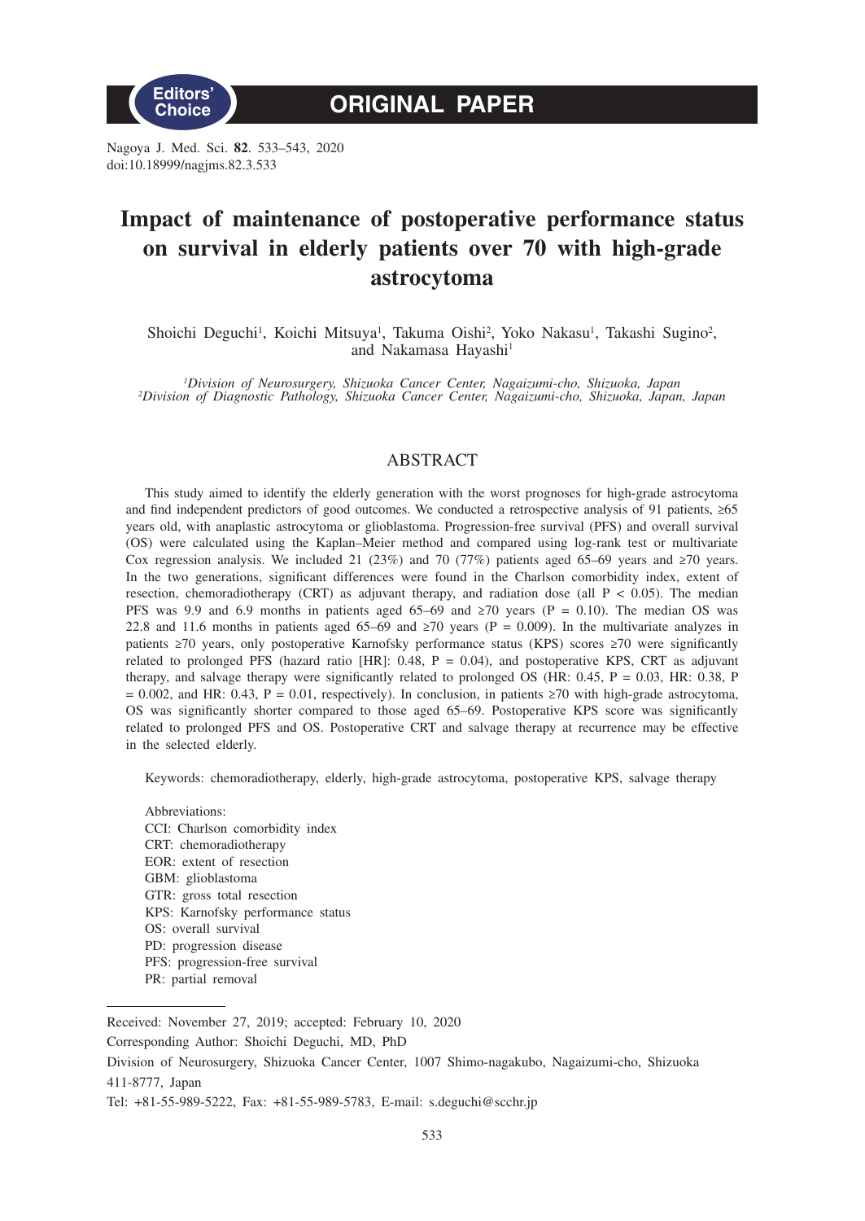Editors' Choice

ORIGINAL PAPER

Nagoya J. Med. Sci. **82**. 533–543, 2020
doi:10.18999/nagjms.82.3.533

# Impact of maintenance of postoperative performance status on survival in elderly patients over 70 with high-grade astrocytoma

Shoichi Deguchi[1], Koichi Mitsuya[1], Takuma Oishi[2], Yoko Nakasu[1], Takashi Sugino[2], and Nakamasa Hayashi[1]

[1]*Division of Neurosurgery, Shizuoka Cancer Center, Nagaizumi-cho, Shizuoka, Japan*
[2]*Division of Diagnostic Pathology, Shizuoka Cancer Center, Nagaizumi-cho, Shizuoka, Japan, Japan*

## ABSTRACT

This study aimed to identify the elderly generation with the worst prognoses for high-grade astrocytoma and find independent predictors of good outcomes. We conducted a retrospective analysis of 91 patients, ≥65 years old, with anaplastic astrocytoma or glioblastoma. Progression-free survival (PFS) and overall survival (OS) were calculated using the Kaplan–Meier method and compared using log-rank test or multivariate Cox regression analysis. We included 21 (23%) and 70 (77%) patients aged 65–69 years and ≥70 years. In the two generations, significant differences were found in the Charlson comorbidity index, extent of resection, chemoradiotherapy (CRT) as adjuvant therapy, and radiation dose (all $P < 0.05$). The median PFS was 9.9 and 6.9 months in patients aged 65–69 and ≥70 years ($P = 0.10$). The median OS was 22.8 and 11.6 months in patients aged 65–69 and ≥70 years ($P = 0.009$). In the multivariate analyzes in patients ≥70 years, only postoperative Karnofsky performance status (KPS) scores ≥70 were significantly related to prolonged PFS (hazard ratio [HR]: 0.48, $P = 0.04$), and postoperative KPS, CRT as adjuvant therapy, and salvage therapy were significantly related to prolonged OS (HR: 0.45, $P = 0.03$, HR: 0.38, $P = 0.002$, and HR: 0.43, $P = 0.01$, respectively). In conclusion, in patients ≥70 with high-grade astrocytoma, OS was significantly shorter compared to those aged 65–69. Postoperative KPS score was significantly related to prolonged PFS and OS. Postoperative CRT and salvage therapy at recurrence may be effective in the selected elderly.

Keywords: chemoradiotherapy, elderly, high-grade astrocytoma, postoperative KPS, salvage therapy

Abbreviations:
CCI: Charlson comorbidity index
CRT: chemoradiotherapy
EOR: extent of resection
GBM: glioblastoma
GTR: gross total resection
KPS: Karnofsky performance status
OS: overall survival
PD: progression disease
PFS: progression-free survival
PR: partial removal

Received: November 27, 2019; accepted: February 10, 2020
Corresponding Author: Shoichi Deguchi, MD, PhD
Division of Neurosurgery, Shizuoka Cancer Center, 1007 Shimo-nagakubo, Nagaizumi-cho, Shizuoka 411-8777, Japan
Tel: +81-55-989-5222, Fax: +81-55-989-5783, E-mail: s.deguchi@scchr.jp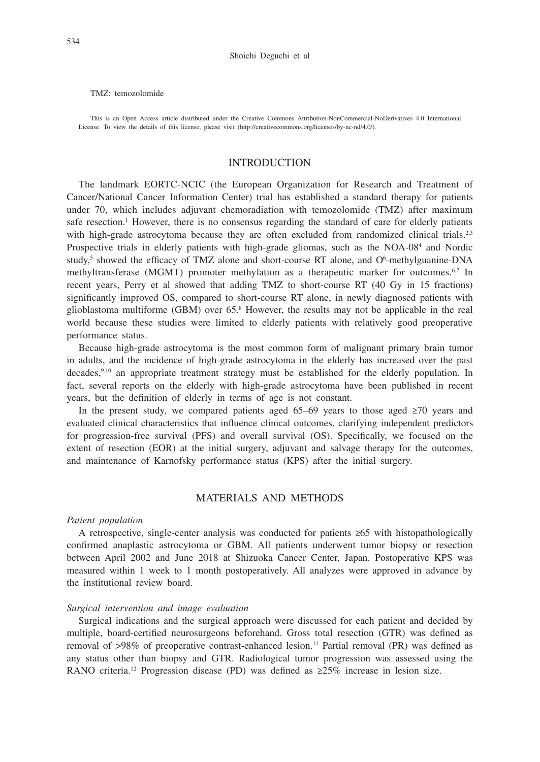TMZ: temozolomide

This is an Open Access article distributed under the Creative Commons Attribution-NonCommercial-NoDerivatives 4.0 International License. To view the details of this license, please visit (http://creativecommons.org/licenses/by-nc-nd/4.0/).

## INTRODUCTION

The landmark EORTC-NCIC (the European Organization for Research and Treatment of Cancer/National Cancer Information Center) trial has established a standard therapy for patients under 70, which includes adjuvant chemoradiation with temozolomide (TMZ) after maximum safe resection.[1] However, there is no consensus regarding the standard of care for elderly patients with high-grade astrocytoma because they are often excluded from randomized clinical trials.[2,3] Prospective trials in elderly patients with high-grade gliomas, such as the NOA-08[4] and Nordic study,[5] showed the efficacy of TMZ alone and short-course RT alone, and $O^6$-methylguanine-DNA methyltransferase (MGMT) promoter methylation as a therapeutic marker for outcomes.[6,7] In recent years, Perry et al showed that adding TMZ to short-course RT (40 Gy in 15 fractions) significantly improved OS, compared to short-course RT alone, in newly diagnosed patients with glioblastoma multiforme (GBM) over 65.[8] However, the results may not be applicable in the real world because these studies were limited to elderly patients with relatively good preoperative performance status.

Because high-grade astrocytoma is the most common form of malignant primary brain tumor in adults, and the incidence of high-grade astrocytoma in the elderly has increased over the past decades,[9,10] an appropriate treatment strategy must be established for the elderly population. In fact, several reports on the elderly with high-grade astrocytoma have been published in recent years, but the definition of elderly in terms of age is not constant.

In the present study, we compared patients aged 65–69 years to those aged ≥70 years and evaluated clinical characteristics that influence clinical outcomes, clarifying independent predictors for progression-free survival (PFS) and overall survival (OS). Specifically, we focused on the extent of resection (EOR) at the initial surgery, adjuvant and salvage therapy for the outcomes, and maintenance of Karnofsky performance status (KPS) after the initial surgery.

## MATERIALS AND METHODS

### *Patient population*

A retrospective, single-center analysis was conducted for patients ≥65 with histopathologically confirmed anaplastic astrocytoma or GBM. All patients underwent tumor biopsy or resection between April 2002 and June 2018 at Shizuoka Cancer Center, Japan. Postoperative KPS was measured within 1 week to 1 month postoperatively. All analyzes were approved in advance by the institutional review board.

### *Surgical intervention and image evaluation*

Surgical indications and the surgical approach were discussed for each patient and decided by multiple, board-certified neurosurgeons beforehand. Gross total resection (GTR) was defined as removal of >98% of preoperative contrast-enhanced lesion.[11] Partial removal (PR) was defined as any status other than biopsy and GTR. Radiological tumor progression was assessed using the RANO criteria.[12] Progression disease (PD) was defined as ≥25% increase in lesion size.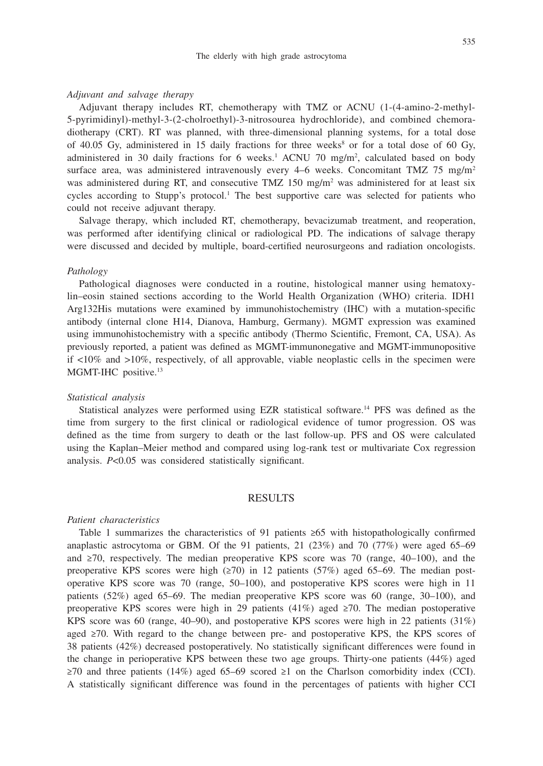### Adjuvant and salvage therapy

Adjuvant therapy includes RT, chemotherapy with TMZ or ACNU (1-(4-amino-2-methyl-5-pyrimidinyl)-methyl-3-(2-cholroethyl)-3-nitrosourea hydrochloride), and combined chemoradiotherapy (CRT). RT was planned, with three-dimensional planning systems, for a total dose of 40.05 Gy, administered in 15 daily fractions for three weeks[8] or for a total dose of 60 Gy, administered in 30 daily fractions for 6 weeks.[1] ACNU 70 mg/m$^2$, calculated based on body surface area, was administered intravenously every 4–6 weeks. Concomitant TMZ 75 mg/m$^2$ was administered during RT, and consecutive TMZ 150 mg/m$^2$ was administered for at least six cycles according to Stupp's protocol.[1] The best supportive care was selected for patients who could not receive adjuvant therapy.

Salvage therapy, which included RT, chemotherapy, bevacizumab treatment, and reoperation, was performed after identifying clinical or radiological PD. The indications of salvage therapy were discussed and decided by multiple, board-certified neurosurgeons and radiation oncologists.

### Pathology

Pathological diagnoses were conducted in a routine, histological manner using hematoxylin–eosin stained sections according to the World Health Organization (WHO) criteria. IDH1 Arg132His mutations were examined by immunohistochemistry (IHC) with a mutation-specific antibody (internal clone H14, Dianova, Hamburg, Germany). MGMT expression was examined using immunohistochemistry with a specific antibody (Thermo Scientific, Fremont, CA, USA). As previously reported, a patient was defined as MGMT-immunonegative and MGMT-immunopositive if <10% and >10%, respectively, of all approvable, viable neoplastic cells in the specimen were MGMT-IHC positive.[13]

### Statistical analysis

Statistical analyzes were performed using EZR statistical software.[14] PFS was defined as the time from surgery to the first clinical or radiological evidence of tumor progression. OS was defined as the time from surgery to death or the last follow-up. PFS and OS were calculated using the Kaplan–Meier method and compared using log-rank test or multivariate Cox regression analysis. $P<0.05$ was considered statistically significant.

## RESULTS

### Patient characteristics

Table 1 summarizes the characteristics of 91 patients ≥65 with histopathologically confirmed anaplastic astrocytoma or GBM. Of the 91 patients, 21 (23%) and 70 (77%) were aged 65–69 and ≥70, respectively. The median preoperative KPS score was 70 (range, 40–100), and the preoperative KPS scores were high (≥70) in 12 patients (57%) aged 65–69. The median postoperative KPS score was 70 (range, 50–100), and postoperative KPS scores were high in 11 patients (52%) aged 65–69. The median preoperative KPS score was 60 (range, 30–100), and preoperative KPS scores were high in 29 patients (41%) aged ≥70. The median postoperative KPS score was 60 (range, 40–90), and postoperative KPS scores were high in 22 patients (31%) aged ≥70. With regard to the change between pre- and postoperative KPS, the KPS scores of 38 patients (42%) decreased postoperatively. No statistically significant differences were found in the change in perioperative KPS between these two age groups. Thirty-one patients (44%) aged ≥70 and three patients (14%) aged 65–69 scored ≥1 on the Charlson comorbidity index (CCI). A statistically significant difference was found in the percentages of patients with higher CCI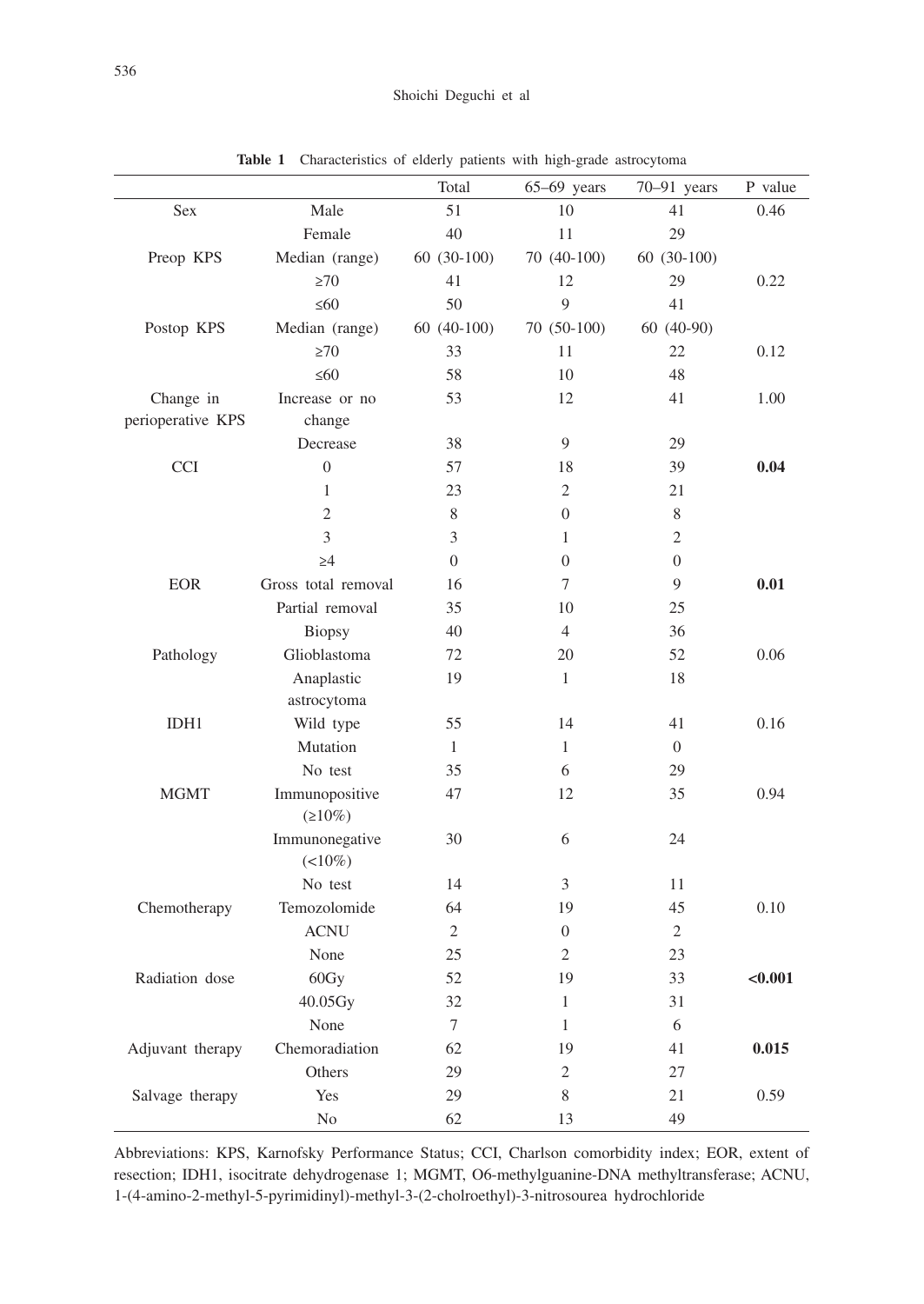**Table 1** Characteristics of elderly patients with high-grade astrocytoma

| | | Total | 65–69 years | 70–91 years | P value |
|---|---|---|---|---|---|
| Sex | Male | 51 | 10 | 41 | 0.46 |
| | Female | 40 | 11 | 29 | |
| Preop KPS | Median (range) | 60 (30-100) | 70 (40-100) | 60 (30-100) | |
| | ≥70 | 41 | 12 | 29 | 0.22 |
| | ≤60 | 50 | 9 | 41 | |
| Postop KPS | Median (range) | 60 (40-100) | 70 (50-100) | 60 (40-90) | |
| | ≥70 | 33 | 11 | 22 | 0.12 |
| | ≤60 | 58 | 10 | 48 | |
| Change in perioperative KPS | Increase or no change | 53 | 12 | 41 | 1.00 |
| | Decrease | 38 | 9 | 29 | |
| CCI | 0 | 57 | 18 | 39 | **0.04** |
| | 1 | 23 | 2 | 21 | |
| | 2 | 8 | 0 | 8 | |
| | 3 | 3 | 1 | 2 | |
| | ≥4 | 0 | 0 | 0 | |
| EOR | Gross total removal | 16 | 7 | 9 | **0.01** |
| | Partial removal | 35 | 10 | 25 | |
| | Biopsy | 40 | 4 | 36 | |
| Pathology | Glioblastoma | 72 | 20 | 52 | 0.06 |
| | Anaplastic astrocytoma | 19 | 1 | 18 | |
| IDH1 | Wild type | 55 | 14 | 41 | 0.16 |
| | Mutation | 1 | 1 | 0 | |
| | No test | 35 | 6 | 29 | |
| MGMT | Immunopositive (≥10%) | 47 | 12 | 35 | 0.94 |
| | Immunonegative (<10%) | 30 | 6 | 24 | |
| | No test | 14 | 3 | 11 | |
| Chemotherapy | Temozolomide | 64 | 19 | 45 | 0.10 |
| | ACNU | 2 | 0 | 2 | |
| | None | 25 | 2 | 23 | |
| Radiation dose | 60Gy | 52 | 19 | 33 | **<0.001** |
| | 40.05Gy | 32 | 1 | 31 | |
| | None | 7 | 1 | 6 | |
| Adjuvant therapy | Chemoradiation | 62 | 19 | 41 | **0.015** |
| | Others | 29 | 2 | 27 | |
| Salvage therapy | Yes | 29 | 8 | 21 | 0.59 |
| | No | 62 | 13 | 49 | |

Abbreviations: KPS, Karnofsky Performance Status; CCI, Charlson comorbidity index; EOR, extent of resection; IDH1, isocitrate dehydrogenase 1; MGMT, O6-methylguanine-DNA methyltransferase; ACNU, 1-(4-amino-2-methyl-5-pyrimidinyl)-methyl-3-(2-cholroethyl)-3-nitrosourea hydrochloride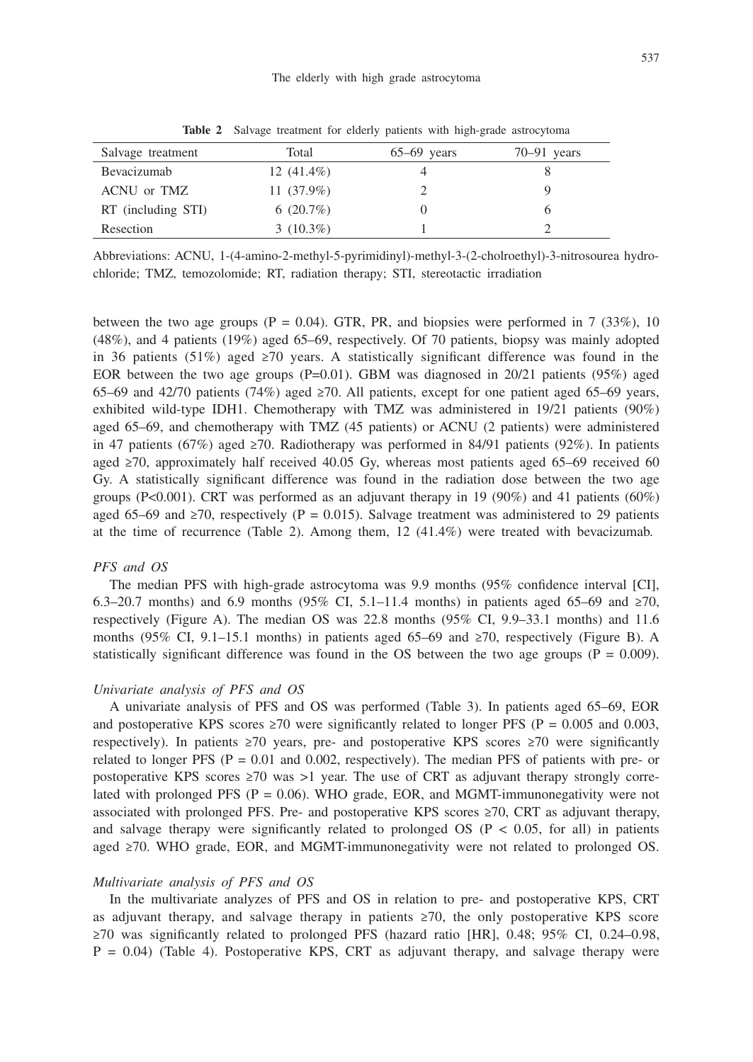**Table 2** Salvage treatment for elderly patients with high-grade astrocytoma

| Salvage treatment | Total | 65–69 years | 70–91 years |
|---|---|---|---|
| Bevacizumab | 12 (41.4%) | 4 | 8 |
| ACNU or TMZ | 11 (37.9%) | 2 | 9 |
| RT (including STI) | 6 (20.7%) | 0 | 6 |
| Resection | 3 (10.3%) | 1 | 2 |

Abbreviations: ACNU, 1-(4-amino-2-methyl-5-pyrimidinyl)-methyl-3-(2-cholroethyl)-3-nitrosourea hydrochloride; TMZ, temozolomide; RT, radiation therapy; STI, stereotactic irradiation

between the two age groups (P = 0.04). GTR, PR, and biopsies were performed in 7 (33%), 10 (48%), and 4 patients (19%) aged 65–69, respectively. Of 70 patients, biopsy was mainly adopted in 36 patients (51%) aged ≥70 years. A statistically significant difference was found in the EOR between the two age groups (P=0.01). GBM was diagnosed in 20/21 patients (95%) aged 65–69 and 42/70 patients (74%) aged ≥70. All patients, except for one patient aged 65–69 years, exhibited wild-type IDH1. Chemotherapy with TMZ was administered in 19/21 patients (90%) aged 65–69, and chemotherapy with TMZ (45 patients) or ACNU (2 patients) were administered in 47 patients (67%) aged ≥70. Radiotherapy was performed in 84/91 patients (92%). In patients aged ≥70, approximately half received 40.05 Gy, whereas most patients aged 65–69 received 60 Gy. A statistically significant difference was found in the radiation dose between the two age groups (P<0.001). CRT was performed as an adjuvant therapy in 19 (90%) and 41 patients (60%) aged 65–69 and ≥70, respectively (P = 0.015). Salvage treatment was administered to 29 patients at the time of recurrence (Table 2). Among them, 12 (41.4%) were treated with bevacizumab.

*PFS and OS*

The median PFS with high-grade astrocytoma was 9.9 months (95% confidence interval [CI], 6.3–20.7 months) and 6.9 months (95% CI, 5.1–11.4 months) in patients aged 65–69 and ≥70, respectively (Figure A). The median OS was 22.8 months (95% CI, 9.9–33.1 months) and 11.6 months (95% CI, 9.1–15.1 months) in patients aged 65–69 and ≥70, respectively (Figure B). A statistically significant difference was found in the OS between the two age groups (P = 0.009).

*Univariate analysis of PFS and OS*

A univariate analysis of PFS and OS was performed (Table 3). In patients aged 65–69, EOR and postoperative KPS scores ≥70 were significantly related to longer PFS (P = 0.005 and 0.003, respectively). In patients ≥70 years, pre- and postoperative KPS scores ≥70 were significantly related to longer PFS (P = 0.01 and 0.002, respectively). The median PFS of patients with pre- or postoperative KPS scores ≥70 was >1 year. The use of CRT as adjuvant therapy strongly correlated with prolonged PFS (P = 0.06). WHO grade, EOR, and MGMT-immunonegativity were not associated with prolonged PFS. Pre- and postoperative KPS scores ≥70, CRT as adjuvant therapy, and salvage therapy were significantly related to prolonged OS (P < 0.05, for all) in patients aged ≥70. WHO grade, EOR, and MGMT-immunonegativity were not related to prolonged OS.

*Multivariate analysis of PFS and OS*

In the multivariate analyzes of PFS and OS in relation to pre- and postoperative KPS, CRT as adjuvant therapy, and salvage therapy in patients ≥70, the only postoperative KPS score ≥70 was significantly related to prolonged PFS (hazard ratio [HR], 0.48; 95% CI, 0.24–0.98, P = 0.04) (Table 4). Postoperative KPS, CRT as adjuvant therapy, and salvage therapy were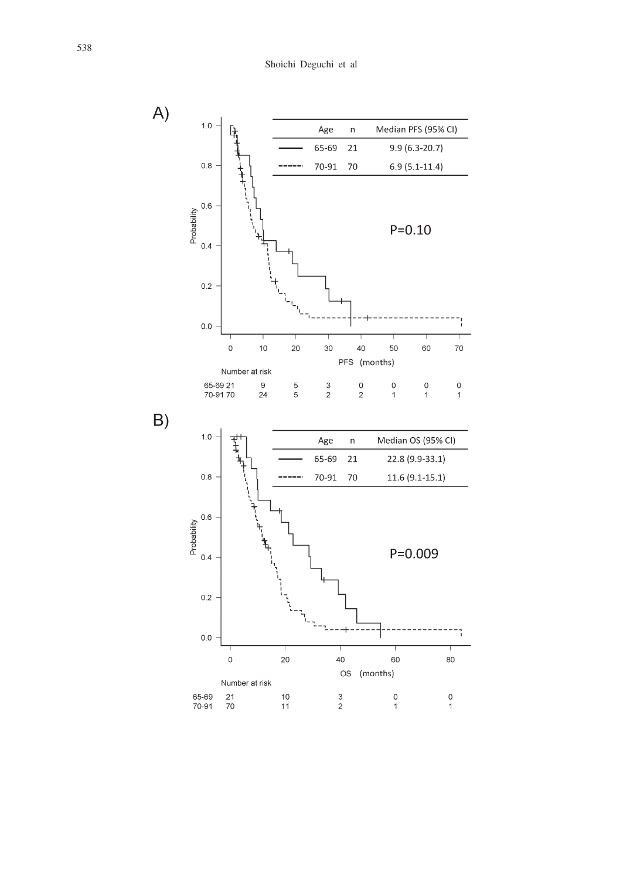A)

| Age | n | Median PFS (95% CI) |
|---|---|---|
| 65-69 | 21 | 9.9 (6.3-20.7) |
| 70-91 | 70 | 6.9 (5.1-11.4) |

P=0.10

PFS (months)

Number at risk

| | 0 | 10 | 20 | 30 | 40 | 50 | 60 | 70 |
|---|---|---|---|---|---|---|---|---|
| 65-69 | 21 | 9 | 5 | 3 | 0 | 0 | 0 | 0 |
| 70-91 | 70 | 24 | 5 | 2 | 2 | 1 | 1 | 1 |

B)

| Age | n | Median OS (95% CI) |
|---|---|---|
| 65-69 | 21 | 22.8 (9.9-33.1) |
| 70-91 | 70 | 11.6 (9.1-15.1) |

P=0.009

OS (months)

Number at risk

| | 0 | 20 | 40 | 60 | 80 |
|---|---|---|---|---|---|
| 65-69 | 21 | 10 | 3 | 0 | 0 |
| 70-91 | 70 | 11 | 2 | 1 | 1 |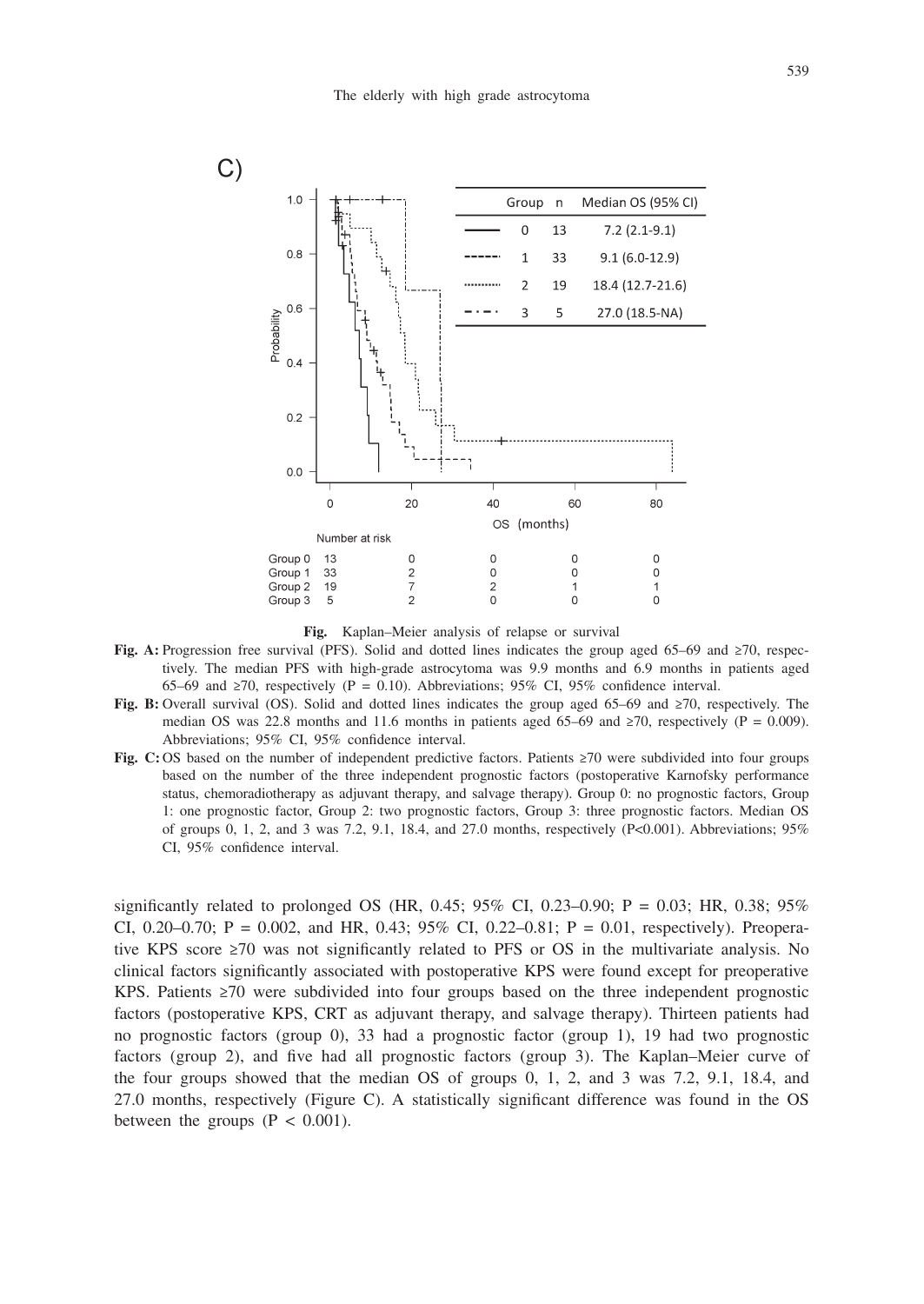C)

| Group | n | Median OS (95% CI) |
|---|---|---|
| 0 | 13 | 7.2 (2.1-9.1) |
| 1 | 33 | 9.1 (6.0-12.9) |
| 2 | 19 | 18.4 (12.7-21.6) |
| 3 | 5 | 27.0 (18.5-NA) |

Number at risk

| | 0 | 20 | 40 | 60 | 80 |
|---|---|---|---|---|---|
| Group 0 | 13 | 0 | 0 | 0 | 0 |
| Group 1 | 33 | 2 | 0 | 0 | 0 |
| Group 2 | 19 | 7 | 2 | 1 | 1 |
| Group 3 | 5 | 2 | 0 | 0 | 0 |

**Fig.** Kaplan–Meier analysis of relapse or survival

**Fig. A:** Progression free survival (PFS). Solid and dotted lines indicates the group aged 65–69 and ≥70, respectively. The median PFS with high-grade astrocytoma was 9.9 months and 6.9 months in patients aged 65–69 and ≥70, respectively (P = 0.10). Abbreviations; 95% CI, 95% confidence interval.

**Fig. B:** Overall survival (OS). Solid and dotted lines indicates the group aged 65–69 and ≥70, respectively. The median OS was 22.8 months and 11.6 months in patients aged 65–69 and ≥70, respectively (P = 0.009). Abbreviations; 95% CI, 95% confidence interval.

**Fig. C:** OS based on the number of independent predictive factors. Patients ≥70 were subdivided into four groups based on the number of the three independent prognostic factors (postoperative Karnofsky performance status, chemoradiotherapy as adjuvant therapy, and salvage therapy). Group 0: no prognostic factors, Group 1: one prognostic factor, Group 2: two prognostic factors, Group 3: three prognostic factors. Median OS of groups 0, 1, 2, and 3 was 7.2, 9.1, 18.4, and 27.0 months, respectively (P<0.001). Abbreviations; 95% CI, 95% confidence interval.

significantly related to prolonged OS (HR, 0.45; 95% CI, 0.23–0.90; P = 0.03; HR, 0.38; 95% CI, 0.20–0.70; P = 0.002, and HR, 0.43; 95% CI, 0.22–0.81; P = 0.01, respectively). Preoperative KPS score ≥70 was not significantly related to PFS or OS in the multivariate analysis. No clinical factors significantly associated with postoperative KPS were found except for preoperative KPS. Patients ≥70 were subdivided into four groups based on the three independent prognostic factors (postoperative KPS, CRT as adjuvant therapy, and salvage therapy). Thirteen patients had no prognostic factors (group 0), 33 had a prognostic factor (group 1), 19 had two prognostic factors (group 2), and five had all prognostic factors (group 3). The Kaplan–Meier curve of the four groups showed that the median OS of groups 0, 1, 2, and 3 was 7.2, 9.1, 18.4, and 27.0 months, respectively (Figure C). A statistically significant difference was found in the OS between the groups ($P < 0.001$).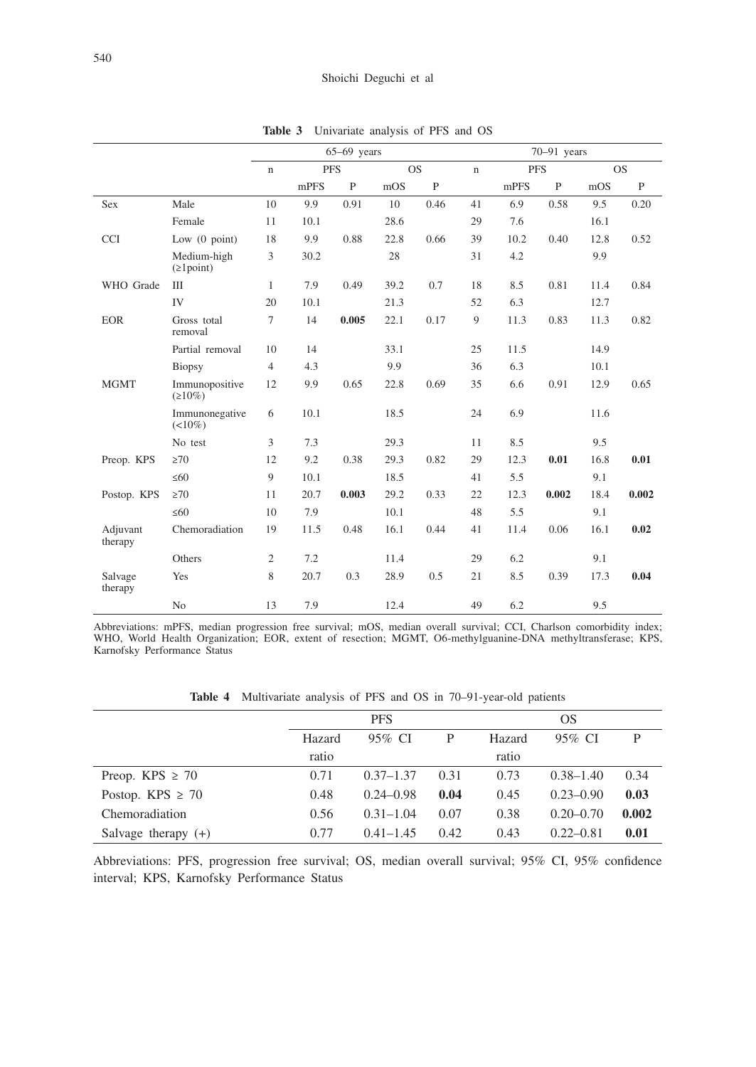**Table 3** Univariate analysis of PFS and OS

| | | 65–69 years | | | | | 70–91 years | | | | |
|---|---|---|---|---|---|---|---|---|---|---|---|
| | | n | PFS | | OS | | n | PFS | | OS | |
| | | | mPFS | P | mOS | P | | mPFS | P | mOS | P |
| Sex | Male | 10 | 9.9 | 0.91 | 10 | 0.46 | 41 | 6.9 | 0.58 | 9.5 | 0.20 |
| | Female | 11 | 10.1 | | 28.6 | | 29 | 7.6 | | 16.1 | |
| CCI | Low (0 point) | 18 | 9.9 | 0.88 | 22.8 | 0.66 | 39 | 10.2 | 0.40 | 12.8 | 0.52 |
| | Medium-high (≥1point) | 3 | 30.2 | | 28 | | 31 | 4.2 | | 9.9 | |
| WHO Grade | III | 1 | 7.9 | 0.49 | 39.2 | 0.7 | 18 | 8.5 | 0.81 | 11.4 | 0.84 |
| | IV | 20 | 10.1 | | 21.3 | | 52 | 6.3 | | 12.7 | |
| EOR | Gross total removal | 7 | 14 | **0.005** | 22.1 | 0.17 | 9 | 11.3 | 0.83 | 11.3 | 0.82 |
| | Partial removal | 10 | 14 | | 33.1 | | 25 | 11.5 | | 14.9 | |
| | Biopsy | 4 | 4.3 | | 9.9 | | 36 | 6.3 | | 10.1 | |
| MGMT | Immunopositive (≥10%) | 12 | 9.9 | 0.65 | 22.8 | 0.69 | 35 | 6.6 | 0.91 | 12.9 | 0.65 |
| | Immunonegative (<10%) | 6 | 10.1 | | 18.5 | | 24 | 6.9 | | 11.6 | |
| | No test | 3 | 7.3 | | 29.3 | | 11 | 8.5 | | 9.5 | |
| Preop. KPS | ≥70 | 12 | 9.2 | 0.38 | 29.3 | 0.82 | 29 | 12.3 | **0.01** | 16.8 | **0.01** |
| | ≤60 | 9 | 10.1 | | 18.5 | | 41 | 5.5 | | 9.1 | |
| Postop. KPS | ≥70 | 11 | 20.7 | **0.003** | 29.2 | 0.33 | 22 | 12.3 | **0.002** | 18.4 | **0.002** |
| | ≤60 | 10 | 7.9 | | 10.1 | | 48 | 5.5 | | 9.1 | |
| Adjuvant therapy | Chemoradiation | 19 | 11.5 | 0.48 | 16.1 | 0.44 | 41 | 11.4 | 0.06 | 16.1 | **0.02** |
| | Others | 2 | 7.2 | | 11.4 | | 29 | 6.2 | | 9.1 | |
| Salvage therapy | Yes | 8 | 20.7 | 0.3 | 28.9 | 0.5 | 21 | 8.5 | 0.39 | 17.3 | **0.04** |
| | No | 13 | 7.9 | | 12.4 | | 49 | 6.2 | | 9.5 | |

Abbreviations: mPFS, median progression free survival; mOS, median overall survival; CCI, Charlson comorbidity index; WHO, World Health Organization; EOR, extent of resection; MGMT, O6-methylguanine-DNA methyltransferase; KPS, Karnofsky Performance Status

**Table 4** Multivariate analysis of PFS and OS in 70–91-year-old patients

| | PFS | | | OS | | |
|---|---|---|---|---|---|---|
| | Hazard ratio | 95% CI | P | Hazard ratio | 95% CI | P |
| Preop. KPS ≥ 70 | 0.71 | 0.37–1.37 | 0.31 | 0.73 | 0.38–1.40 | 0.34 |
| Postop. KPS ≥ 70 | 0.48 | 0.24–0.98 | **0.04** | 0.45 | 0.23–0.90 | **0.03** |
| Chemoradiation | 0.56 | 0.31–1.04 | 0.07 | 0.38 | 0.20–0.70 | **0.002** |
| Salvage therapy (+) | 0.77 | 0.41–1.45 | 0.42 | 0.43 | 0.22–0.81 | **0.01** |

Abbreviations: PFS, progression free survival; OS, median overall survival; 95% CI, 95% confidence interval; KPS, Karnofsky Performance Status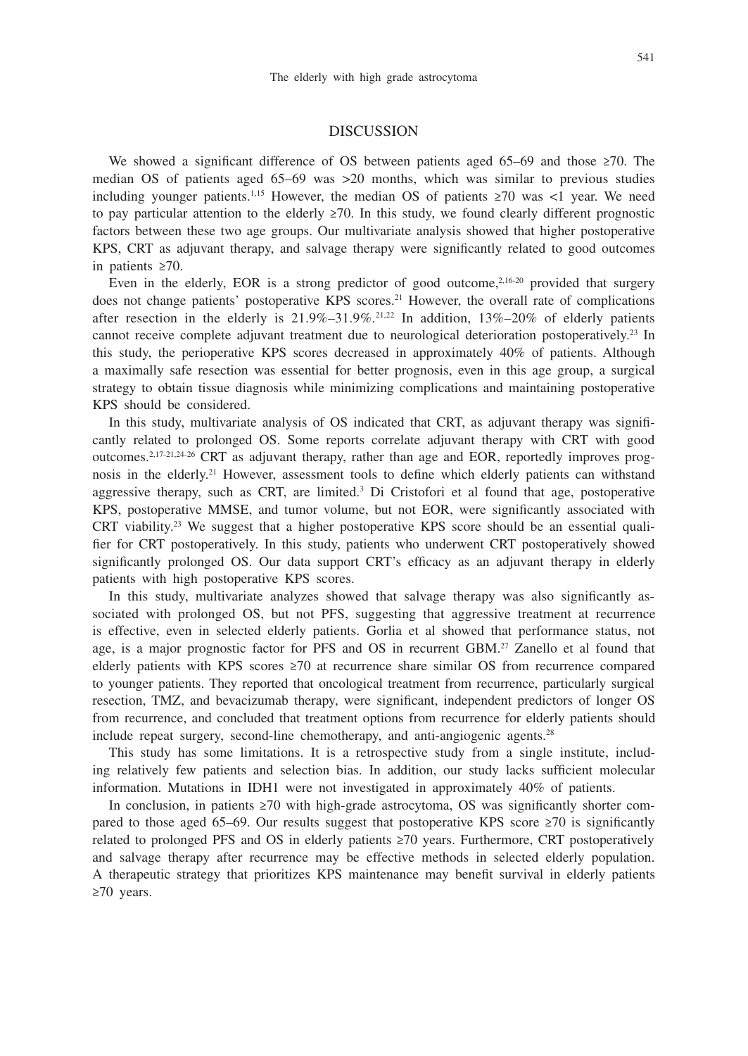## DISCUSSION

We showed a significant difference of OS between patients aged 65–69 and those ≥70. The median OS of patients aged 65–69 was >20 months, which was similar to previous studies including younger patients.[1,15] However, the median OS of patients ≥70 was <1 year. We need to pay particular attention to the elderly ≥70. In this study, we found clearly different prognostic factors between these two age groups. Our multivariate analysis showed that higher postoperative KPS, CRT as adjuvant therapy, and salvage therapy were significantly related to good outcomes in patients ≥70.

Even in the elderly, EOR is a strong predictor of good outcome,[2,16-20] provided that surgery does not change patients' postoperative KPS scores.[21] However, the overall rate of complications after resection in the elderly is 21.9%–31.9%.[21,22] In addition, 13%–20% of elderly patients cannot receive complete adjuvant treatment due to neurological deterioration postoperatively.[23] In this study, the perioperative KPS scores decreased in approximately 40% of patients. Although a maximally safe resection was essential for better prognosis, even in this age group, a surgical strategy to obtain tissue diagnosis while minimizing complications and maintaining postoperative KPS should be considered.

In this study, multivariate analysis of OS indicated that CRT, as adjuvant therapy was significantly related to prolonged OS. Some reports correlate adjuvant therapy with CRT with good outcomes.[2,17-21,24-26] CRT as adjuvant therapy, rather than age and EOR, reportedly improves prognosis in the elderly.[21] However, assessment tools to define which elderly patients can withstand aggressive therapy, such as CRT, are limited.[3] Di Cristofori et al found that age, postoperative KPS, postoperative MMSE, and tumor volume, but not EOR, were significantly associated with CRT viability.[23] We suggest that a higher postoperative KPS score should be an essential qualifier for CRT postoperatively. In this study, patients who underwent CRT postoperatively showed significantly prolonged OS. Our data support CRT's efficacy as an adjuvant therapy in elderly patients with high postoperative KPS scores.

In this study, multivariate analyzes showed that salvage therapy was also significantly associated with prolonged OS, but not PFS, suggesting that aggressive treatment at recurrence is effective, even in selected elderly patients. Gorlia et al showed that performance status, not age, is a major prognostic factor for PFS and OS in recurrent GBM.[27] Zanello et al found that elderly patients with KPS scores ≥70 at recurrence share similar OS from recurrence compared to younger patients. They reported that oncological treatment from recurrence, particularly surgical resection, TMZ, and bevacizumab therapy, were significant, independent predictors of longer OS from recurrence, and concluded that treatment options from recurrence for elderly patients should include repeat surgery, second-line chemotherapy, and anti-angiogenic agents.[28]

This study has some limitations. It is a retrospective study from a single institute, including relatively few patients and selection bias. In addition, our study lacks sufficient molecular information. Mutations in IDH1 were not investigated in approximately 40% of patients.

In conclusion, in patients ≥70 with high-grade astrocytoma, OS was significantly shorter compared to those aged 65–69. Our results suggest that postoperative KPS score ≥70 is significantly related to prolonged PFS and OS in elderly patients ≥70 years. Furthermore, CRT postoperatively and salvage therapy after recurrence may be effective methods in selected elderly population. A therapeutic strategy that prioritizes KPS maintenance may benefit survival in elderly patients ≥70 years.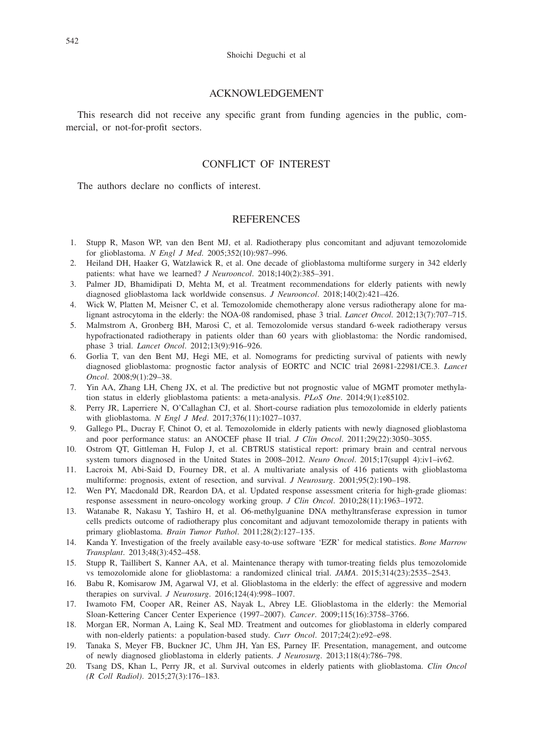## ACKNOWLEDGEMENT

This research did not receive any specific grant from funding agencies in the public, commercial, or not-for-profit sectors.

## CONFLICT OF INTEREST

The authors declare no conflicts of interest.

## REFERENCES

1. Stupp R, Mason WP, van den Bent MJ, et al. Radiotherapy plus concomitant and adjuvant temozolomide for glioblastoma. *N Engl J Med*. 2005;352(10):987–996.
2. Heiland DH, Haaker G, Watzlawick R, et al. One decade of glioblastoma multiforme surgery in 342 elderly patients: what have we learned? *J Neurooncol*. 2018;140(2):385–391.
3. Palmer JD, Bhamidipati D, Mehta M, et al. Treatment recommendations for elderly patients with newly diagnosed glioblastoma lack worldwide consensus. *J Neurooncol*. 2018;140(2):421–426.
4. Wick W, Platten M, Meisner C, et al. Temozolomide chemotherapy alone versus radiotherapy alone for malignant astrocytoma in the elderly: the NOA-08 randomised, phase 3 trial. *Lancet Oncol*. 2012;13(7):707–715.
5. Malmstrom A, Gronberg BH, Marosi C, et al. Temozolomide versus standard 6-week radiotherapy versus hypofractionated radiotherapy in patients older than 60 years with glioblastoma: the Nordic randomised, phase 3 trial. *Lancet Oncol*. 2012;13(9):916–926.
6. Gorlia T, van den Bent MJ, Hegi ME, et al. Nomograms for predicting survival of patients with newly diagnosed glioblastoma: prognostic factor analysis of EORTC and NCIC trial 26981-22981/CE.3. *Lancet Oncol*. 2008;9(1):29–38.
7. Yin AA, Zhang LH, Cheng JX, et al. The predictive but not prognostic value of MGMT promoter methylation status in elderly glioblastoma patients: a meta-analysis. *PLoS One*. 2014;9(1):e85102.
8. Perry JR, Laperriere N, O'Callaghan CJ, et al. Short-course radiation plus temozolomide in elderly patients with glioblastoma. *N Engl J Med*. 2017;376(11):1027–1037.
9. Gallego PL, Ducray F, Chinot O, et al. Temozolomide in elderly patients with newly diagnosed glioblastoma and poor performance status: an ANOCEF phase II trial. *J Clin Oncol*. 2011;29(22):3050–3055.
10. Ostrom QT, Gittleman H, Fulop J, et al. CBTRUS statistical report: primary brain and central nervous system tumors diagnosed in the United States in 2008–2012. *Neuro Oncol*. 2015;17(suppl 4):iv1–iv62.
11. Lacroix M, Abi-Said D, Fourney DR, et al. A multivariate analysis of 416 patients with glioblastoma multiforme: prognosis, extent of resection, and survival. *J Neurosurg*. 2001;95(2):190–198.
12. Wen PY, Macdonald DR, Reardon DA, et al. Updated response assessment criteria for high-grade gliomas: response assessment in neuro-oncology working group. *J Clin Oncol*. 2010;28(11):1963–1972.
13. Watanabe R, Nakasu Y, Tashiro H, et al. O6-methylguanine DNA methyltransferase expression in tumor cells predicts outcome of radiotherapy plus concomitant and adjuvant temozolomide therapy in patients with primary glioblastoma. *Brain Tumor Pathol*. 2011;28(2):127–135.
14. Kanda Y. Investigation of the freely available easy-to-use software 'EZR' for medical statistics. *Bone Marrow Transplant*. 2013;48(3):452–458.
15. Stupp R, Taillibert S, Kanner AA, et al. Maintenance therapy with tumor-treating fields plus temozolomide vs temozolomide alone for glioblastoma: a randomized clinical trial. *JAMA*. 2015;314(23):2535–2543.
16. Babu R, Komisarow JM, Agarwal VJ, et al. Glioblastoma in the elderly: the effect of aggressive and modern therapies on survival. *J Neurosurg*. 2016;124(4):998–1007.
17. Iwamoto FM, Cooper AR, Reiner AS, Nayak L, Abrey LE. Glioblastoma in the elderly: the Memorial Sloan-Kettering Cancer Center Experience (1997–2007). *Cancer*. 2009;115(16):3758–3766.
18. Morgan ER, Norman A, Laing K, Seal MD. Treatment and outcomes for glioblastoma in elderly compared with non-elderly patients: a population-based study. *Curr Oncol*. 2017;24(2):e92–e98.
19. Tanaka S, Meyer FB, Buckner JC, Uhm JH, Yan ES, Parney IF. Presentation, management, and outcome of newly diagnosed glioblastoma in elderly patients. *J Neurosurg*. 2013;118(4):786–798.
20. Tsang DS, Khan L, Perry JR, et al. Survival outcomes in elderly patients with glioblastoma. *Clin Oncol (R Coll Radiol)*. 2015;27(3):176–183.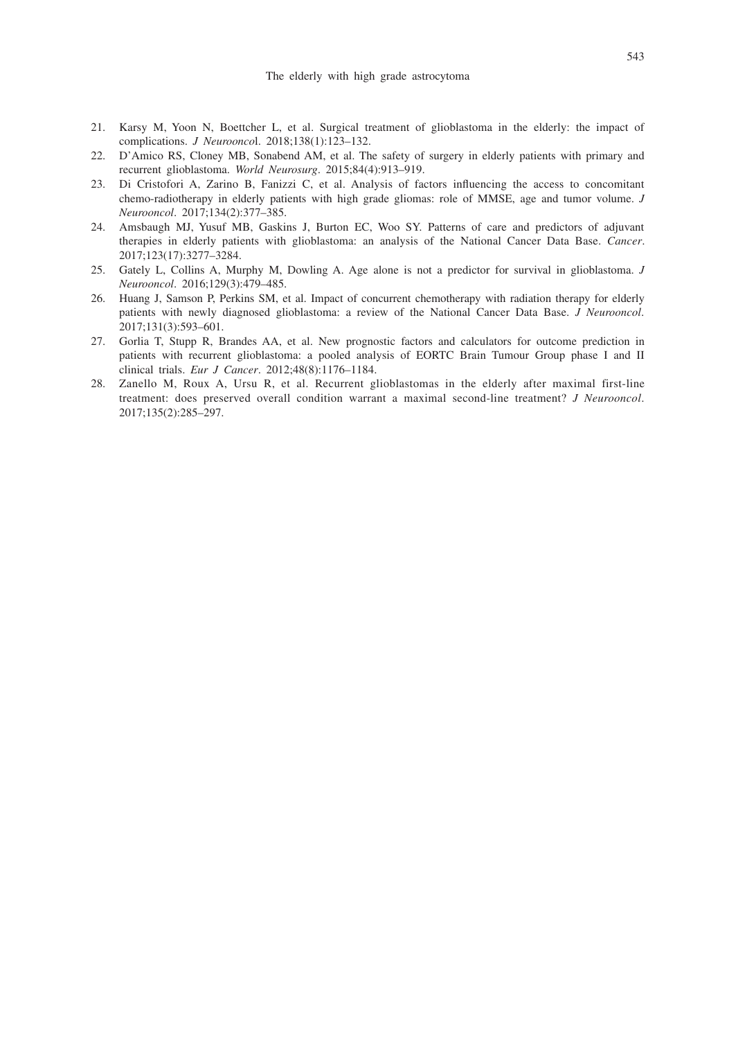21. Karsy M, Yoon N, Boettcher L, et al. Surgical treatment of glioblastoma in the elderly: the impact of complications. *J Neurooncol*. 2018;138(1):123–132.
22. D'Amico RS, Cloney MB, Sonabend AM, et al. The safety of surgery in elderly patients with primary and recurrent glioblastoma. *World Neurosurg*. 2015;84(4):913–919.
23. Di Cristofori A, Zarino B, Fanizzi C, et al. Analysis of factors influencing the access to concomitant chemo-radiotherapy in elderly patients with high grade gliomas: role of MMSE, age and tumor volume. *J Neurooncol*. 2017;134(2):377–385.
24. Amsbaugh MJ, Yusuf MB, Gaskins J, Burton EC, Woo SY. Patterns of care and predictors of adjuvant therapies in elderly patients with glioblastoma: an analysis of the National Cancer Data Base. *Cancer*. 2017;123(17):3277–3284.
25. Gately L, Collins A, Murphy M, Dowling A. Age alone is not a predictor for survival in glioblastoma. *J Neurooncol*. 2016;129(3):479–485.
26. Huang J, Samson P, Perkins SM, et al. Impact of concurrent chemotherapy with radiation therapy for elderly patients with newly diagnosed glioblastoma: a review of the National Cancer Data Base. *J Neurooncol*. 2017;131(3):593–601.
27. Gorlia T, Stupp R, Brandes AA, et al. New prognostic factors and calculators for outcome prediction in patients with recurrent glioblastoma: a pooled analysis of EORTC Brain Tumour Group phase I and II clinical trials. *Eur J Cancer*. 2012;48(8):1176–1184.
28. Zanello M, Roux A, Ursu R, et al. Recurrent glioblastomas in the elderly after maximal first-line treatment: does preserved overall condition warrant a maximal second-line treatment? *J Neurooncol*. 2017;135(2):285–297.